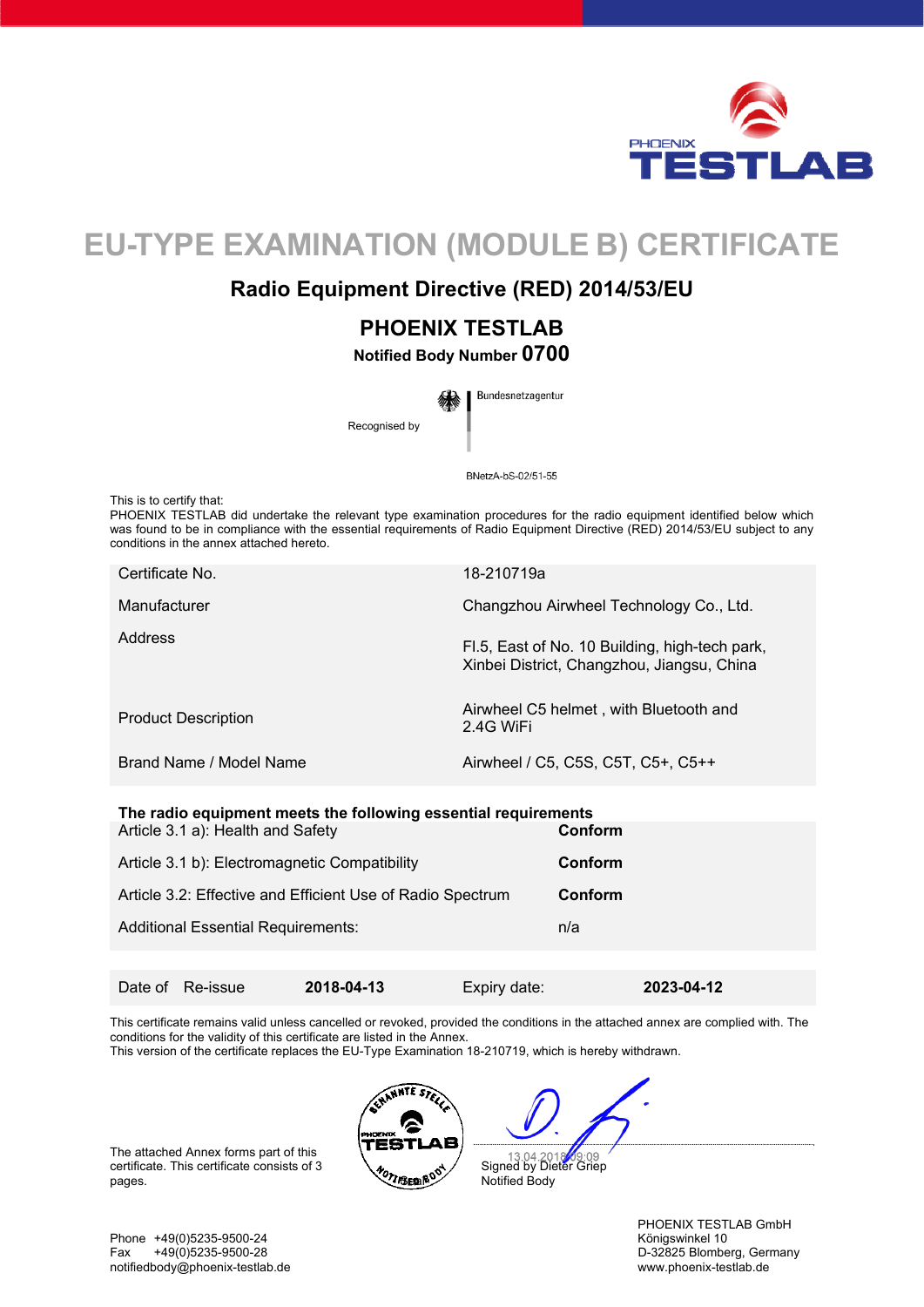PHOENIX TESTLAB

# EU-TYPE EXAMINATION (MODULE B) CERTIFICATE

## Radio Equipment Directive (RED) 2014/53/EU

## PHOENIX TESTLAB

**Notified Body Number 0700**

Recognised by Bundesnetzagentur

BNetzA-bS-02/51-55

This is to certify that:
PHOENIX TESTLAB did undertake the relevant type examination procedures for the radio equipment identified below which was found to be in compliance with the essential requirements of Radio Equipment Directive (RED) 2014/53/EU subject to any conditions in the annex attached hereto.

| | |
|---|---|
| Certificate No. | 18-210719a |
| Manufacturer | Changzhou Airwheel Technology Co., Ltd. |
| Address | Fl.5, East of No. 10 Building, high-tech park, Xinbei District, Changzhou, Jiangsu, China |
| Product Description | Airwheel C5 helmet , with Bluetooth and 2.4G WiFi |
| Brand Name / Model Name | Airwheel / C5, C5S, C5T, C5+, C5++ |

**The radio equipment meets the following essential requirements**

| | |
|---|---|
| Article 3.1 a): Health and Safety | **Conform** |
| Article 3.1 b): Electromagnetic Compatibility | **Conform** |
| Article 3.2: Effective and Efficient Use of Radio Spectrum | **Conform** |
| Additional Essential Requirements: | n/a |

| | | | |
|---|---|---|---|
| Date of Re-issue | **2018-04-13** | Expiry date: | **2023-04-12** |

This certificate remains valid unless cancelled or revoked, provided the conditions in the attached annex are complied with. The conditions for the validity of this certificate are listed in the Annex.
This version of the certificate replaces the EU-Type Examination 18-210719, which is hereby withdrawn.

The attached Annex forms part of this certificate. This certificate consists of 3 pages.

13.04.2018 09:09
Signed by Dieter Griep
Notified Body

Phone +49(0)5235-9500-24
Fax +49(0)5235-9500-28
notifiedbody@phoenix-testlab.de

PHOENIX TESTLAB GmbH
Königswinkel 10
D-32825 Blomberg, Germany
www.phoenix-testlab.de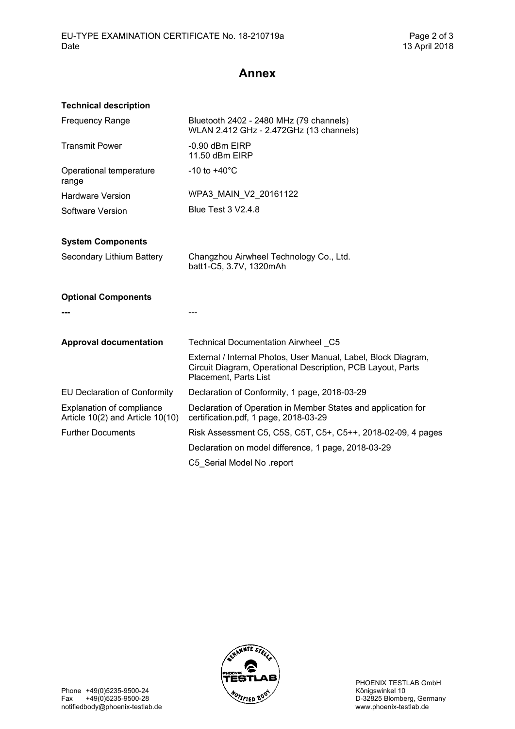# Annex

**Technical description**

| | |
|---|---|
| Frequency Range | Bluetooth 2402 - 2480 MHz (79 channels)<br>WLAN 2.412 GHz - 2.472GHz (13 channels) |
| Transmit Power | -0.90 dBm EIRP<br>11.50 dBm EIRP |
| Operational temperature range | -10 to +40°C |
| Hardware Version | WPA3_MAIN_V2_20161122 |
| Software Version | Blue Test 3 V2.4.8 |

**System Components**

| | |
|---|---|
| Secondary Lithium Battery | Changzhou Airwheel Technology Co., Ltd.<br>batt1-C5, 3.7V, 1320mAh |

**Optional Components**

| | |
|---|---|
| --- | --- |

| | |
|---|---|
| **Approval documentation** | Technical Documentation Airwheel _C5 |
| | External / Internal Photos, User Manual, Label, Block Diagram, Circuit Diagram, Operational Description, PCB Layout, Parts Placement, Parts List |
| EU Declaration of Conformity | Declaration of Conformity, 1 page, 2018-03-29 |
| Explanation of compliance Article 10(2) and Article 10(10) | Declaration of Operation in Member States and application for certification.pdf, 1 page, 2018-03-29 |
| Further Documents | Risk Assessment C5, C5S, C5T, C5+, C5++, 2018-02-09, 4 pages |
| | Declaration on model difference, 1 page, 2018-03-29 |
| | C5_Serial Model No .report |

Phone +49(0)5235-9500-24
Fax +49(0)5235-9500-28
notifiedbody@phoenix-testlab.de

PHOENIX TESTLAB GmbH
Königswinkel 10
D-32825 Blomberg, Germany
www.phoenix-testlab.de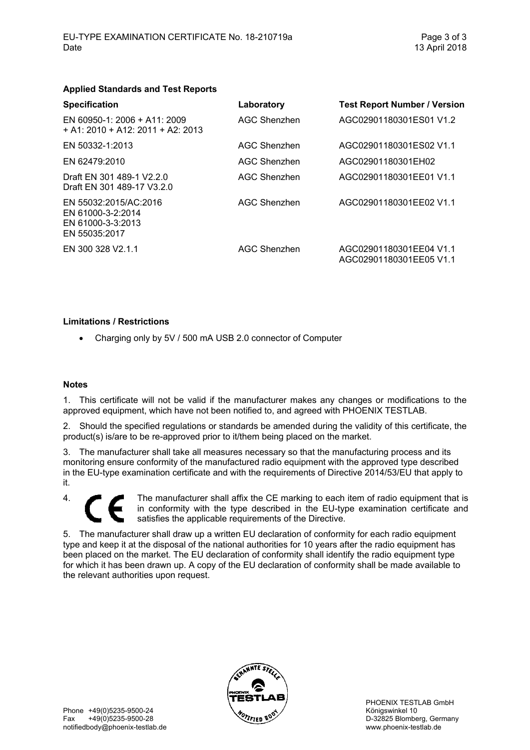**Applied Standards and Test Reports**

| Specification | Laboratory | Test Report Number / Version |
|---|---|---|
| EN 60950-1: 2006 + A11: 2009 + A1: 2010 + A12: 2011 + A2: 2013 | AGC Shenzhen | AGC02901180301ES01 V1.2 |
| EN 50332-1:2013 | AGC Shenzhen | AGC02901180301ES02 V1.1 |
| EN 62479:2010 | AGC Shenzhen | AGC02901180301EH02 |
| Draft EN 301 489-1 V2.2.0 Draft EN 301 489-17 V3.2.0 | AGC Shenzhen | AGC02901180301EE01 V1.1 |
| EN 55032:2015/AC:2016 EN 61000-3-2:2014 EN 61000-3-3:2013 EN 55035:2017 | AGC Shenzhen | AGC02901180301EE02 V1.1 |
| EN 300 328 V2.1.1 | AGC Shenzhen | AGC02901180301EE04 V1.1 AGC02901180301EE05 V1.1 |

**Limitations / Restrictions**

- Charging only by 5V / 500 mA USB 2.0 connector of Computer

**Notes**

1. This certificate will not be valid if the manufacturer makes any changes or modifications to the approved equipment, which have not been notified to, and agreed with PHOENIX TESTLAB.

2. Should the specified regulations or standards be amended during the validity of this certificate, the product(s) is/are to be re-approved prior to it/them being placed on the market.

3. The manufacturer shall take all measures necessary so that the manufacturing process and its monitoring ensure conformity of the manufactured radio equipment with the approved type described in the EU-type examination certificate and with the requirements of Directive 2014/53/EU that apply to it.

4. CE The manufacturer shall affix the CE marking to each item of radio equipment that is in conformity with the type described in the EU-type examination certificate and satisfies the applicable requirements of the Directive.

5. The manufacturer shall draw up a written EU declaration of conformity for each radio equipment type and keep it at the disposal of the national authorities for 10 years after the radio equipment has been placed on the market. The EU declaration of conformity shall identify the radio equipment type for which it has been drawn up. A copy of the EU declaration of conformity shall be made available to the relevant authorities upon request.

Phone +49(0)5235-9500-24
Fax +49(0)5235-9500-28
notifiedbody@phoenix-testlab.de

PHOENIX TESTLAB GmbH
Königswinkel 10
D-32825 Blomberg, Germany
www.phoenix-testlab.de